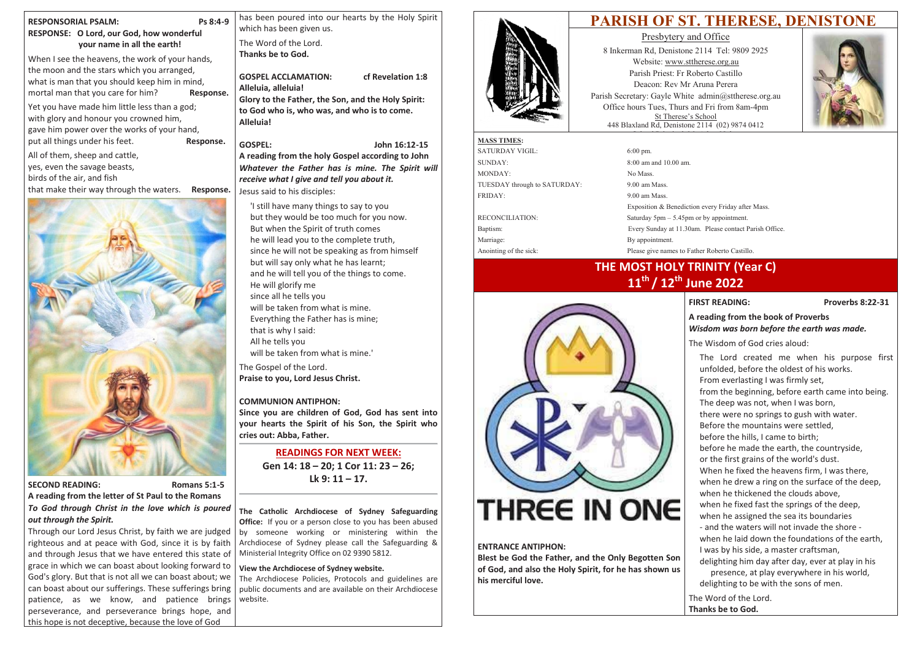**RESPONSORIAL PSALM:** Ps 8:4-9

**RESPONSE: O Lord, our God, how wonderful your name in all the earth!**

When I see the heavens, the work of your hands,
the moon and the stars which you arranged,
what is man that you should keep him in mind,
mortal man that you care for him? **Response.**

Yet you have made him little less than a god;
with glory and honour you crowned him,
gave him power over the works of your hand,
put all things under his feet. **Response.**

All of them, sheep and cattle,
yes, even the savage beasts,
birds of the air, and fish
that make their way through the waters. **Response.**

**SECOND READING:** Romans 5:1-5

**A reading from the letter of St Paul to the Romans**

***To God through Christ in the love which is poured out through the Spirit.***

Through our Lord Jesus Christ, by faith we are judged righteous and at peace with God, since it is by faith and through Jesus that we have entered this state of grace in which we can boast about looking forward to God's glory. But that is not all we can boast about; we can boast about our sufferings. These sufferings bring patience, as we know, and patience brings perseverance, and perseverance brings hope, and this hope is not deceptive, because the love of God has been poured into our hearts by the Holy Spirit which has been given us.

The Word of the Lord.
**Thanks be to God.**

**GOSPEL ACCLAMATION:** cf Revelation 1:8

**Alleluia, alleluia!**
**Glory to the Father, the Son, and the Holy Spirit: to God who is, who was, and who is to come.**
**Alleluia!**

**GOSPEL:** John 16:12-15

**A reading from the holy Gospel according to John**

***Whatever the Father has is mine. The Spirit will receive what I give and tell you about it.***

Jesus said to his disciples:

'I still have many things to say to you
but they would be too much for you now.
But when the Spirit of truth comes
he will lead you to the complete truth,
since he will not be speaking as from himself
but will say only what he has learnt;
and he will tell you of the things to come.
He will glorify me
since all he tells you
will be taken from what is mine.
Everything the Father has is mine;
that is why I said:
All he tells you
will be taken from what is mine.'

The Gospel of the Lord.
**Praise to you, Lord Jesus Christ.**

**COMMUNION ANTIPHON:**
**Since you are children of God, God has sent into your hearts the Spirit of his Son, the Spirit who cries out: Abba, Father.**

**READINGS FOR NEXT WEEK:**
**Gen 14: 18 – 20; 1 Cor 11: 23 – 26; Lk 9: 11 – 17.**

**The Catholic Archdiocese of Sydney Safeguarding Office:** If you or a person close to you has been abused by someone working or ministering within the Archdiocese of Sydney please call the Safeguarding & Ministerial Integrity Office on 02 9390 5812.

**View the Archdiocese of Sydney website.**
The Archdiocese Policies, Protocols and guidelines are public documents and are available on their Archdiocese website.

# PARISH OF ST. THERESE, DENISTONE

Presbytery and Office
8 Inkerman Rd, Denistone 2114 Tel: 9809 2925
Website: www.sttherese.org.au
Parish Priest: Fr Roberto Castillo
Deacon: Rev Mr Aruna Perera
Parish Secretary: Gayle White admin@sttherese.org.au
Office hours Tues, Thurs and Fri from 8am-4pm
St Therese's School
448 Blaxland Rd, Denistone 2114 (02) 9874 0412

**MASS TIMES:**

| | |
|---|---|
| SATURDAY VIGIL: | 6:00 pm. |
| SUNDAY: | 8:00 am and 10.00 am. |
| MONDAY: | No Mass. |
| TUESDAY through to SATURDAY: | 9.00 am Mass. |
| FRIDAY: | 9.00 am Mass. Exposition & Benediction every Friday after Mass. |
| RECONCILIATION: | Saturday 5pm – 5.45pm or by appointment. |
| Baptism: | Every Sunday at 11.30am. Please contact Parish Office. |
| Marriage: | By appointment. |
| Anointing of the sick: | Please give names to Father Roberto Castillo. |

## THE MOST HOLY TRINITY (Year C)
## 11th / 12th June 2022

THREE IN ONE

**ENTRANCE ANTIPHON:**
**Blest be God the Father, and the Only Begotten Son of God, and also the Holy Spirit, for he has shown us his merciful love.**

**FIRST READING:** Proverbs 8:22-31

**A reading from the book of Proverbs**

***Wisdom was born before the earth was made.***

The Wisdom of God cries aloud:

The Lord created me when his purpose first unfolded, before the oldest of his works.
From everlasting I was firmly set,
from the beginning, before earth came into being.
The deep was not, when I was born,
there were no springs to gush with water.
Before the mountains were settled,
before the hills, I came to birth;
before he made the earth, the countryside,
or the first grains of the world's dust.
When he fixed the heavens firm, I was there,
when he drew a ring on the surface of the deep,
when he thickened the clouds above,
when he fixed fast the springs of the deep,
when he assigned the sea its boundaries
- and the waters will not invade the shore -
when he laid down the foundations of the earth,
I was by his side, a master craftsman,
delighting him day after day, ever at play in his presence, at play everywhere in his world,
delighting to be with the sons of men.

The Word of the Lord.
**Thanks be to God.**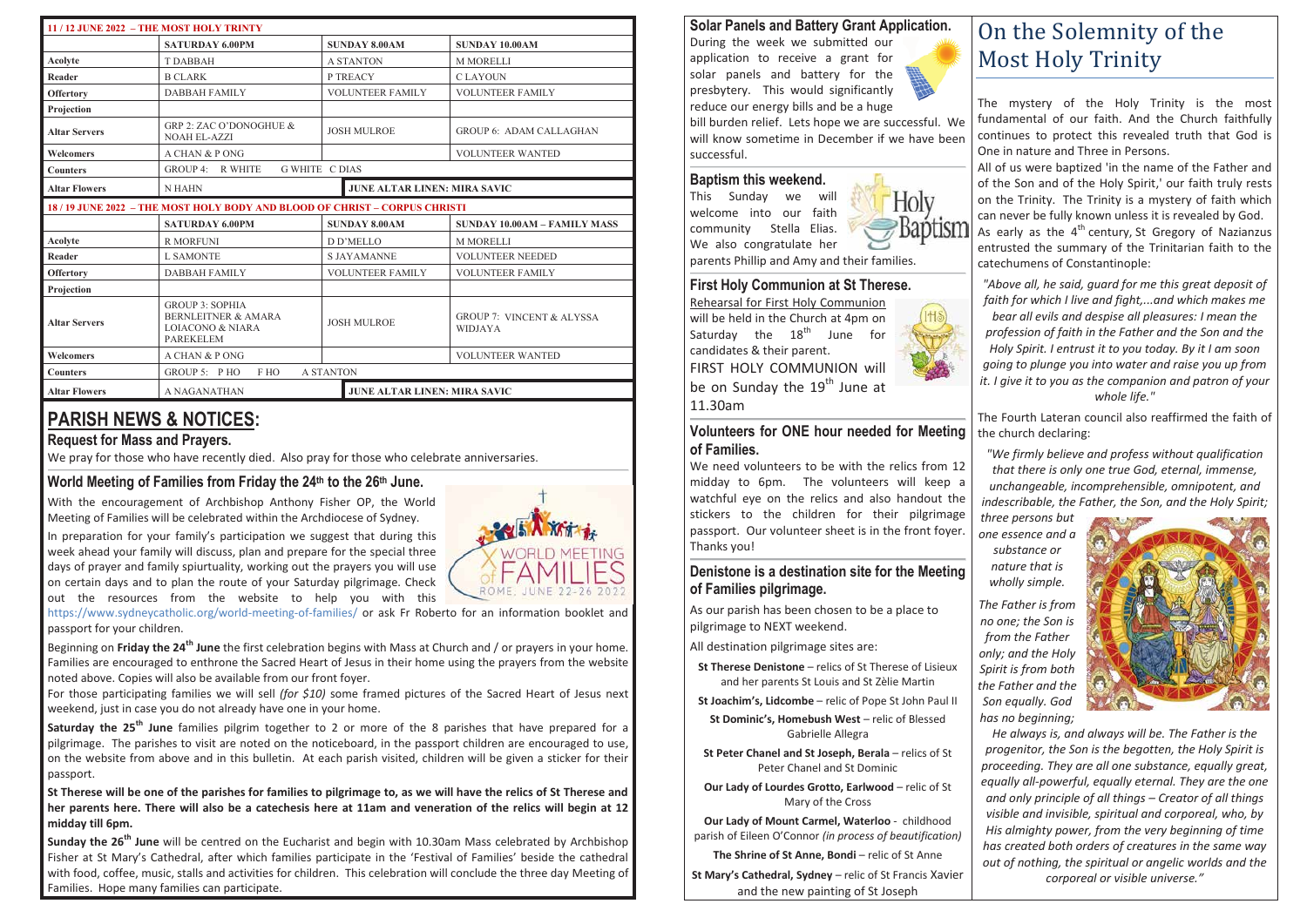| 11 / 12 JUNE 2022 – THE MOST HOLY TRINITY | | | |
|---|---|---|---|
| | SATURDAY 6.00PM | SUNDAY 8.00AM | SUNDAY 10.00AM |
| Acolyte | T DABBAH | A STANTON | M MORELLI |
| Reader | B CLARK | P TREACY | C LAYOUN |
| Offertory | DABBAH FAMILY | VOLUNTEER FAMILY | VOLUNTEER FAMILY |
| Projection | | | |
| Altar Servers | GRP 2: ZAC O'DONOGHUE & NOAH EL-AZZI | JOSH MULROE | GROUP 6: ADAM CALLAGHAN |
| Welcomers | A CHAN & P ONG | | VOLUNTEER WANTED |
| Counters | GROUP 4: R WHITE G WHITE C DIAS | | |
| Altar Flowers | N HAHN | JUNE ALTAR LINEN: MIRA SAVIC | |

| 18 / 19 JUNE 2022 – THE MOST HOLY BODY AND BLOOD OF CHRIST – CORPUS CHRISTI | | | |
|---|---|---|---|
| | SATURDAY 6.00PM | SUNDAY 8.00AM | SUNDAY 10.00AM – FAMILY MASS |
| Acolyte | R MORFUNI | D D'MELLO | M MORELLI |
| Reader | L SAMONTE | S JAYAMANNE | VOLUNTEER NEEDED |
| Offertory | DABBAH FAMILY | VOLUNTEER FAMILY | VOLUNTEER FAMILY |
| Projection | | | |
| Altar Servers | GROUP 3: SOPHIA BERNLEITNER & AMARA LOIACONO & NIARA PAREKELEM | JOSH MULROE | GROUP 7: VINCENT & ALYSSA WIDJAYA |
| Welcomers | A CHAN & P ONG | | VOLUNTEER WANTED |
| Counters | GROUP 5: P HO F HO A STANTON | | |
| Altar Flowers | A NAGANATHAN | JUNE ALTAR LINEN: MIRA SAVIC | |

# PARISH NEWS & NOTICES:

## Request for Mass and Prayers.

We pray for those who have recently died. Also pray for those who celebrate anniversaries.

## World Meeting of Families from Friday the 24th to the 26th June.

With the encouragement of Archbishop Anthony Fisher OP, the World Meeting of Families will be celebrated within the Archdiocese of Sydney.

In preparation for your family's participation we suggest that during this week ahead your family will discuss, plan and prepare for the special three days of prayer and family spirtuality, working out the prayers you will use on certain days and to plan the route of your Saturday pilgrimage. Check out the resources from the website to help you with this https://www.sydneycatholic.org/world-meeting-of-families/ or ask Fr Roberto for an information booklet and passport for your children.

Beginning on **Friday the 24th June** the first celebration begins with Mass at Church and / or prayers in your home. Families are encouraged to enthrone the Sacred Heart of Jesus in their home using the prayers from the website noted above. Copies will also be available from our front foyer.

For those participating families we will sell *(for $10)* some framed pictures of the Sacred Heart of Jesus next weekend, just in case you do not already have one in your home.

**Saturday the 25th June** families pilgrim together to 2 or more of the 8 parishes that have prepared for a pilgrimage. The parishes to visit are noted on the noticeboard, in the passport children are encouraged to use, on the website from above and in this bulletin. At each parish visited, children will be given a sticker for their passport.

**St Therese will be one of the parishes for families to pilgrimage to, as we will have the relics of St Therese and her parents here. There will also be a catechesis here at 11am and veneration of the relics will begin at 12 midday till 6pm.**

**Sunday the 26th June** will be centred on the Eucharist and begin with 10.30am Mass celebrated by Archbishop Fisher at St Mary's Cathedral, after which families participate in the 'Festival of Families' beside the cathedral with food, coffee, music, stalls and activities for children. This celebration will conclude the three day Meeting of Families. Hope many families can participate.

## Solar Panels and Battery Grant Application.

During the week we submitted our application to receive a grant for solar panels and battery for the presbytery. This would significantly reduce our energy bills and be a huge bill burden relief. Lets hope we are successful. We will know sometime in December if we have been successful.

## Baptism this weekend.

This Sunday we will welcome into our faith community Stella Elias. We also congratulate her parents Phillip and Amy and their families.

## First Holy Communion at St Therese.

Rehearsal for First Holy Communion will be held in the Church at 4pm on Saturday the 18th June for candidates & their parent.

FIRST HOLY COMMUNION will be on Sunday the 19th June at 11.30am

## Volunteers for ONE hour needed for Meeting of Families.

We need volunteers to be with the relics from 12 midday to 6pm. The volunteers will keep a watchful eye on the relics and also handout the stickers to the children for their pilgrimage passport. Our volunteer sheet is in the front foyer. Thanks you!

## Denistone is a destination site for the Meeting of Families pilgrimage.

As our parish has been chosen to be a place to pilgrimage to NEXT weekend.

All destination pilgrimage sites are:

**St Therese Denistone** – relics of St Therese of Lisieux and her parents St Louis and St Zèlie Martin

**St Joachim's, Lidcombe** – relic of Pope St John Paul II

**St Dominic's, Homebush West** – relic of Blessed Gabrielle Allegra

**St Peter Chanel and St Joseph, Berala** – relics of St Peter Chanel and St Dominic

**Our Lady of Lourdes Grotto, Earlwood** – relic of St Mary of the Cross

**Our Lady of Mount Carmel, Waterloo** - childhood parish of Eileen O'Connor *(in process of beautification)*

**The Shrine of St Anne, Bondi** – relic of St Anne

**St Mary's Cathedral, Sydney** – relic of St Francis Xavier and the new painting of St Joseph

# On the Solemnity of the Most Holy Trinity

The mystery of the Holy Trinity is the most fundamental of our faith. And the Church faithfully continues to protect this revealed truth that God is One in nature and Three in Persons.

All of us were baptized 'in the name of the Father and of the Son and of the Holy Spirit,' our faith truly rests on the Trinity. The Trinity is a mystery of faith which can never be fully known unless it is revealed by God. As early as the 4th century, St Gregory of Nazianzus entrusted the summary of the Trinitarian faith to the catechumens of Constantinople:

*"Above all, he said, guard for me this great deposit of faith for which I live and fight,...and which makes me bear all evils and despise all pleasures: I mean the profession of faith in the Father and the Son and the Holy Spirit. I entrust it to you today. By it I am soon going to plunge you into water and raise you up from it. I give it to you as the companion and patron of your whole life."*

The Fourth Lateran council also reaffirmed the faith of the church declaring:

*"We firmly believe and profess without qualification that there is only one true God, eternal, immense, unchangeable, incomprehensible, omnipotent, and indescribable, the Father, the Son, and the Holy Spirit; three persons but one essence and a substance or nature that is wholly simple. The Father is from no one; the Son is from the Father only; and the Holy Spirit is from both the Father and the Son equally. God has no beginning; He always is, and always will be. The Father is the progenitor, the Son is the begotten, the Holy Spirit is proceeding. They are all one substance, equally great, equally all-powerful, equally eternal. They are the one and only principle of all things – Creator of all things visible and invisible, spiritual and corporeal, who, by His almighty power, from the very beginning of time has created both orders of creatures in the same way out of nothing, the spiritual or angelic worlds and the corporeal or visible universe."*